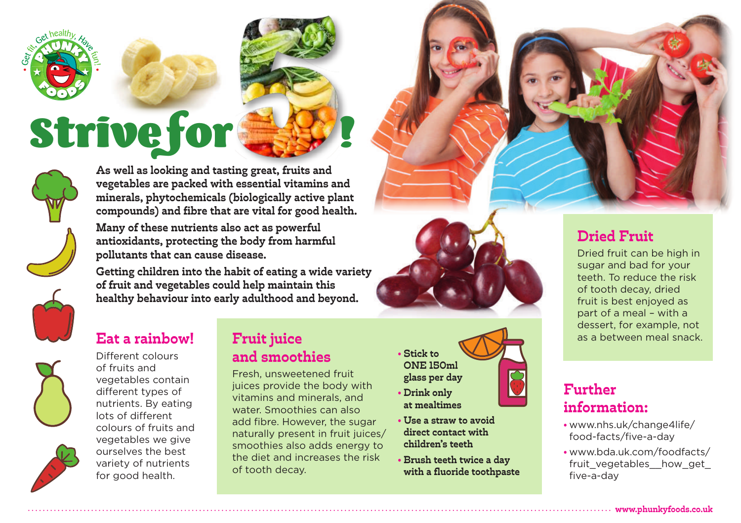# Strive for 5!

**As well as looking and tasting great, fruits and vegetables are packed with essential vitamins and minerals, phytochemicals (biologically active plant compounds) and fibre that are vital for good health.**

**Many of these nutrients also act as powerful antioxidants, protecting the body from harmful pollutants that can cause disease.**

**Getting children into the habit of eating a wide variety of fruit and vegetables could help maintain this healthy behaviour into early adulthood and beyond.**

## Eat a rainbow!

Different colours of fruits and vegetables contain different types of nutrients. By eating lots of different colours of fruits and vegetables we give ourselves the best variety of nutrients for good health.

## Fruit juice and smoothies

Fresh, unsweetened fruit juices provide the body with vitamins and minerals, and water. Smoothies can also add fibre. However, the sugar naturally present in fruit juices/ smoothies also adds energy to the diet and increases the risk of tooth decay.

- **Stick to ONE 150ml glass per day**
- **Drink only at mealtimes**
- **Use a straw to avoid direct contact with children's teeth**
- **Brush teeth twice a day with a fluoride toothpaste**

## Dried Fruit

Dried fruit can be high in sugar and bad for your teeth. To reduce the risk of tooth decay, dried fruit is best enjoyed as part of a meal – with a dessert, for example, not as a between meal snack.

## Further information:

- www.nhs.uk/change4life/food-facts/five-a-day
- www.bda.uk.com/foodfacts/fruit_vegetables__how_get_five-a-day

**www.phunkyfoods.co.uk**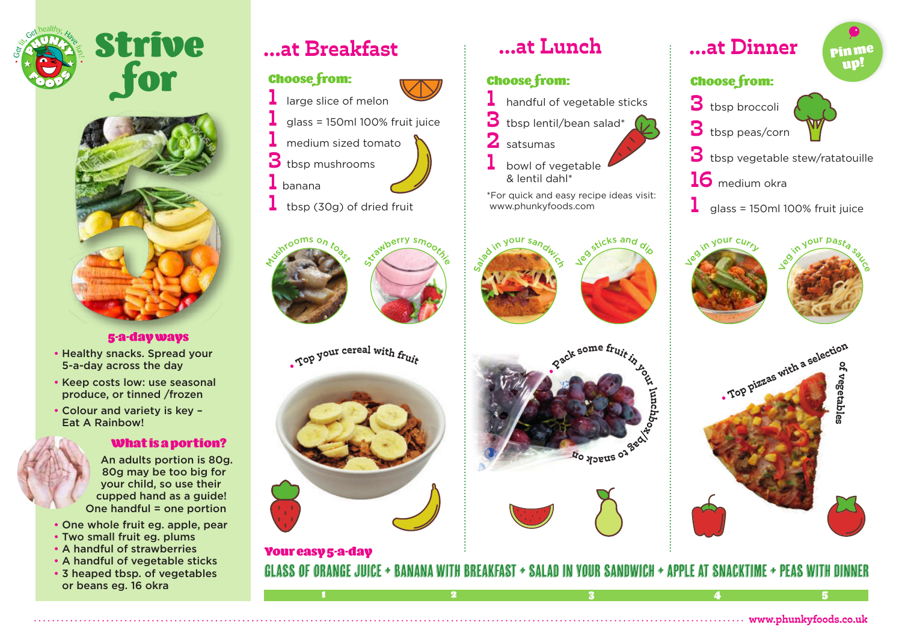# Strive for 5

## 5-a-day ways

- Healthy snacks. Spread your 5-a-day across the day
- Keep costs low: use seasonal produce, or tinned /frozen
- Colour and variety is key – Eat A Rainbow!

## What is a portion?

An adults portion is 80g. 80g may be too big for your child, so use their cupped hand as a guide! One handful = one portion

- One whole fruit eg. apple, pear
- Two small fruit eg. plums
- A handful of strawberries
- A handful of vegetable sticks
- 3 heaped tbsp. of vegetables or beans eg. 16 okra

## ...at Breakfast

**Choose from:**

- 1 large slice of melon
- 1 glass = 150ml 100% fruit juice
- 1 medium sized tomato
- 3 tbsp mushrooms
- 1 banana
- 1 tbsp (30g) of dried fruit

Mushrooms on toast

Strawberry smoothie

- Top your cereal with fruit

## ...at Lunch

**Choose from:**

- 1 handful of vegetable sticks
- 3 tbsp lentil/bean salad*
- 2 satsumas
- 1 bowl of vegetable & lentil dahl*

*For quick and easy recipe ideas visit: www.phunkyfoods.com

Salad in your sandwich

Veg sticks and dip

- Pack some fruit in your lunchbox/bag to snack on

## ...at Dinner

Pin me up!

**Choose from:**

- 3 tbsp broccoli
- 3 tbsp peas/corn
- 3 tbsp vegetable stew/ratatouille
- 16 medium okra
- 1 glass = 150ml 100% fruit juice

Veg in your curry

Veg in your pasta sauce

- Top pizzas with a selection of vegetables

## Your easy 5-a-day

GLASS OF ORANGE JUICE + BANANA WITH BREAKFAST + SALAD IN YOUR SANDWICH + APPLE AT SNACKTIME + PEAS WITH DINNER

1 2 3 4 5

www.phunkyfoods.co.uk